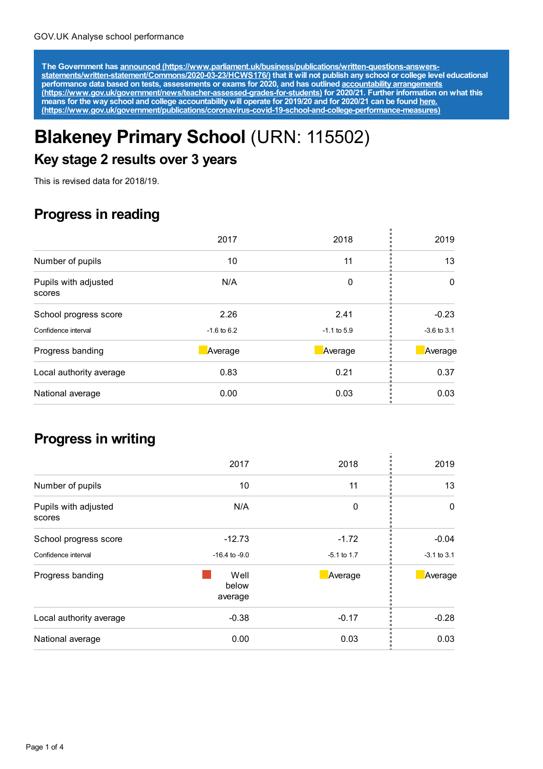GOV.UK Analyse school performance

**The Government has [announced (https://www.parliament.uk/business/publications/written-questions-answers-statements/written-statement/Commons/2020-03-23/HCWS176/)](https://www.parliament.uk/business/publications/written-questions-answers-statements/written-statement/Commons/2020-03-23/HCWS176/) that it will not publish any school or college level educational performance data based on tests, assessments or exams for 2020, and has outlined [accountability arrangements (https://www.gov.uk/government/news/teacher-assessed-grades-for-students)](https://www.gov.uk/government/news/teacher-assessed-grades-for-students) for 2020/21. Further information on what this means for the way school and college accountability will operate for 2019/20 and for 2020/21 can be found [here. (https://www.gov.uk/government/publications/coronavirus-covid-19-school-and-college-performance-measures)](https://www.gov.uk/government/publications/coronavirus-covid-19-school-and-college-performance-measures)**

# Blakeney Primary School (URN: 115502)

## Key stage 2 results over 3 years

This is revised data for 2018/19.

## Progress in reading

| | 2017 | 2018 | 2019 |
|---|---|---|---|
| Number of pupils | 10 | 11 | 13 |
| Pupils with adjusted scores | N/A | 0 | 0 |
| School progress score | 2.26 | 2.41 | -0.23 |
| Confidence interval | -1.6 to 6.2 | -1.1 to 5.9 | -3.6 to 3.1 |
| Progress banding | Average | Average | Average |
| Local authority average | 0.83 | 0.21 | 0.37 |
| National average | 0.00 | 0.03 | 0.03 |

## Progress in writing

| | 2017 | 2018 | 2019 |
|---|---|---|---|
| Number of pupils | 10 | 11 | 13 |
| Pupils with adjusted scores | N/A | 0 | 0 |
| School progress score | -12.73 | -1.72 | -0.04 |
| Confidence interval | -16.4 to -9.0 | -5.1 to 1.7 | -3.1 to 3.1 |
| Progress banding | Well below average | Average | Average |
| Local authority average | -0.38 | -0.17 | -0.28 |
| National average | 0.00 | 0.03 | 0.03 |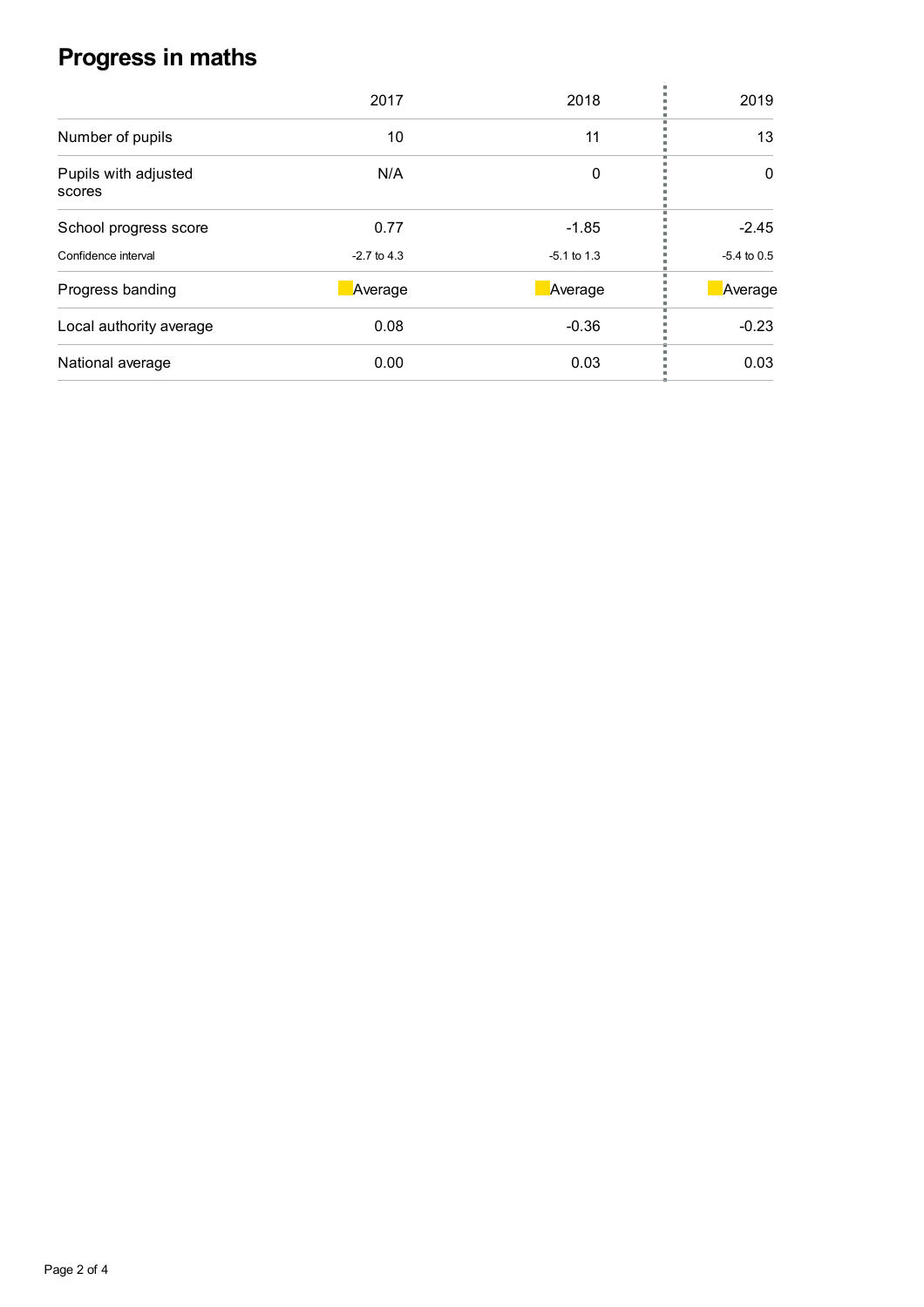# Progress in maths

| | 2017 | 2018 | 2019 |
|---|---|---|---|
| Number of pupils | 10 | 11 | 13 |
| Pupils with adjusted scores | N/A | 0 | 0 |
| School progress score | 0.77 | -1.85 | -2.45 |
| Confidence interval | -2.7 to 4.3 | -5.1 to 1.3 | -5.4 to 0.5 |
| Progress banding | Average | Average | Average |
| Local authority average | 0.08 | -0.36 | -0.23 |
| National average | 0.00 | 0.03 | 0.03 |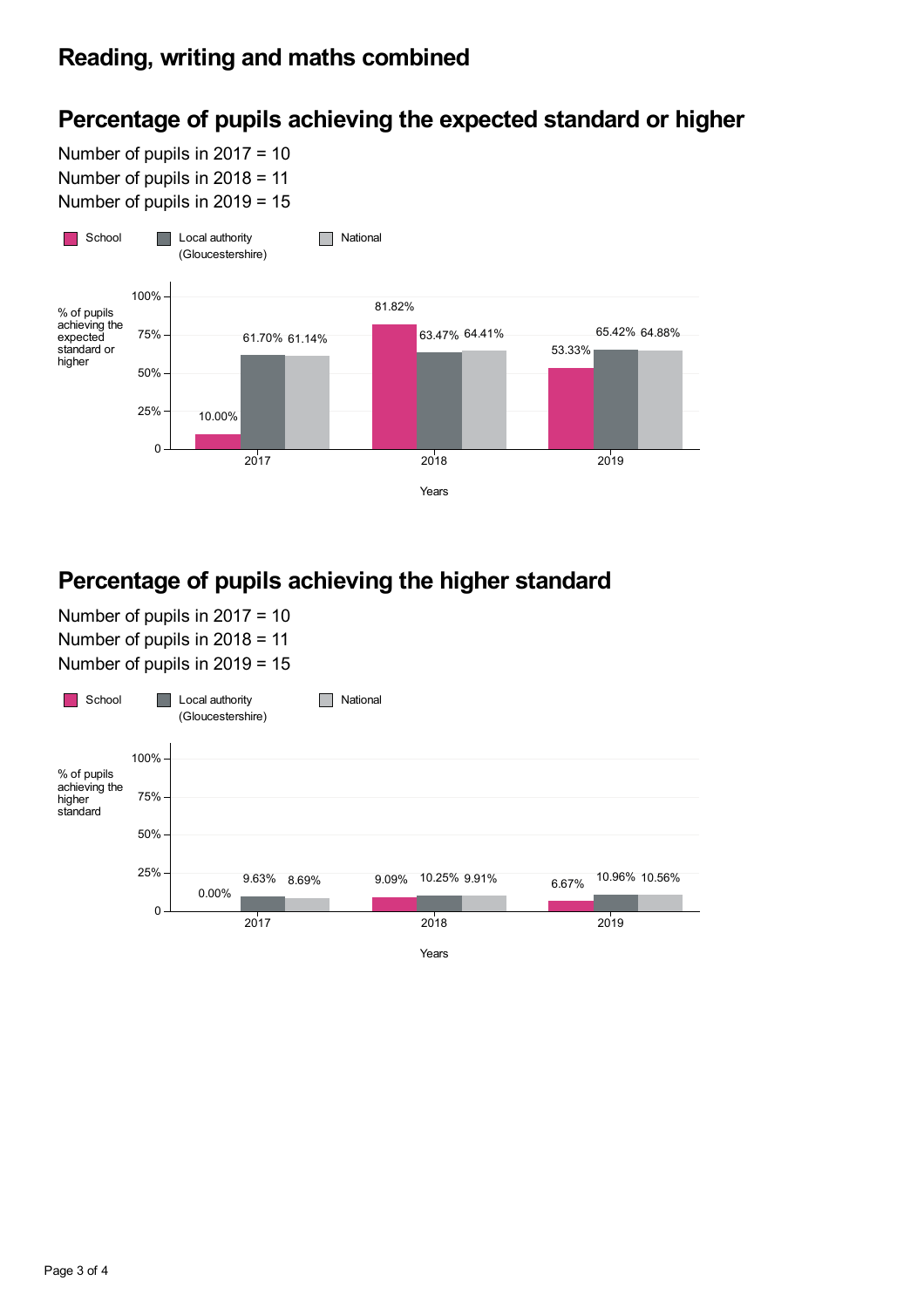# Reading, writing and maths combined

## Percentage of pupils achieving the expected standard or higher

Number of pupils in 2017 = 10
Number of pupils in 2018 = 11
Number of pupils in 2019 = 15

| Years | School | Local authority (Gloucestershire) | National |
|---|---|---|---|
| 2017 | 10.00% | 61.70% | 61.14% |
| 2018 | 81.82% | 63.47% | 64.41% |
| 2019 | 53.33% | 65.42% | 64.88% |

## Percentage of pupils achieving the higher standard

Number of pupils in 2017 = 10
Number of pupils in 2018 = 11
Number of pupils in 2019 = 15

| Years | School | Local authority (Gloucestershire) | National |
|---|---|---|---|
| 2017 | 0.00% | 9.63% | 8.69% |
| 2018 | 9.09% | 10.25% | 9.91% |
| 2019 | 6.67% | 10.96% | 10.56% |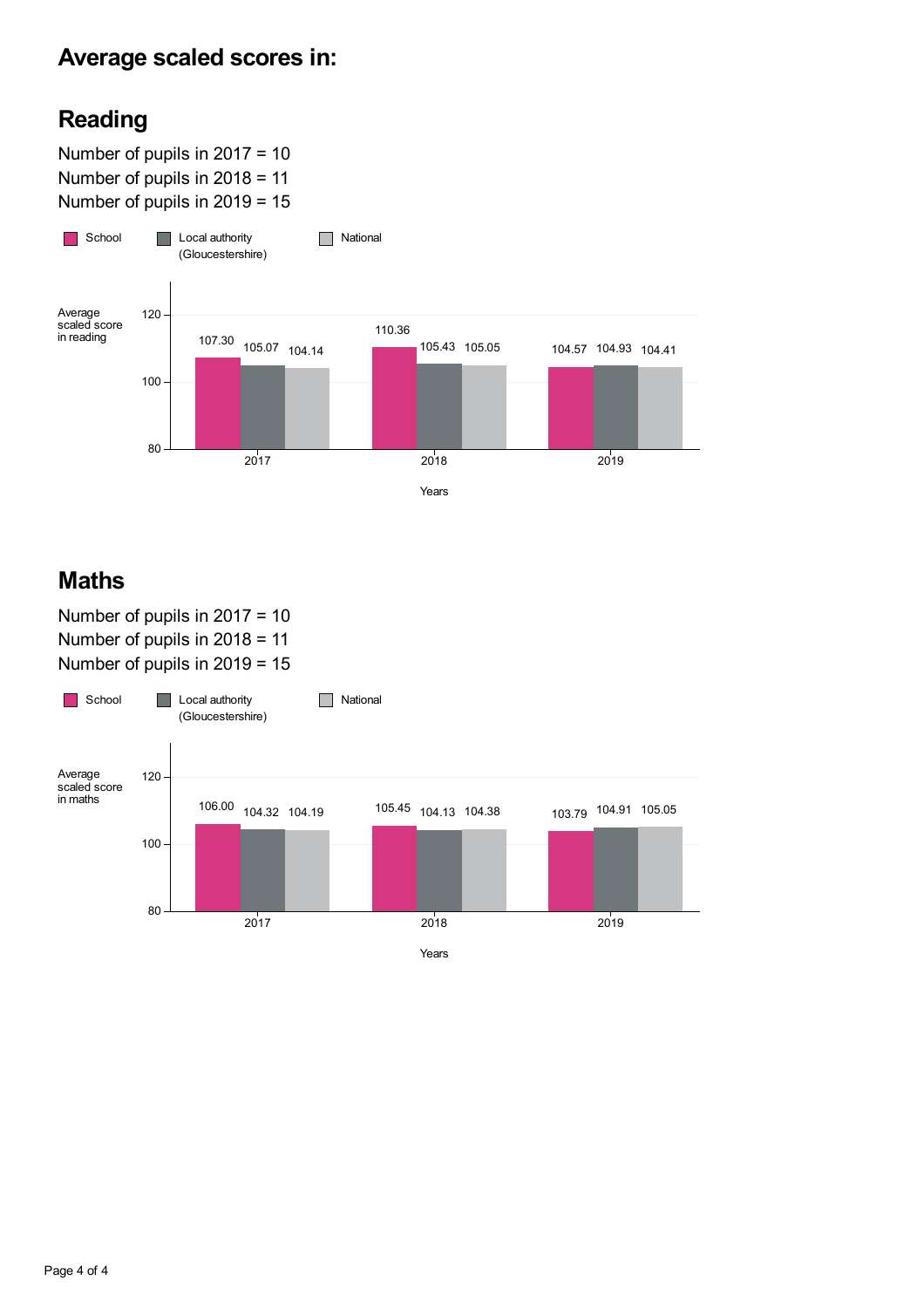# Average scaled scores in:

## Reading

Number of pupils in 2017 = 10
Number of pupils in 2018 = 11
Number of pupils in 2019 = 15

School
Local authority (Gloucestershire)
National

Average scaled score in reading

120
100
80

107.30 105.07 104.14
110.36 105.43 105.05
104.57 104.93 104.41

2017
2018
2019

Years

## Maths

Number of pupils in 2017 = 10
Number of pupils in 2018 = 11
Number of pupils in 2019 = 15

School
Local authority (Gloucestershire)
National

Average scaled score in maths

120
100
80

106.00 104.32 104.19
105.45 104.13 104.38
103.79 104.91 105.05

2017
2018
2019

Years